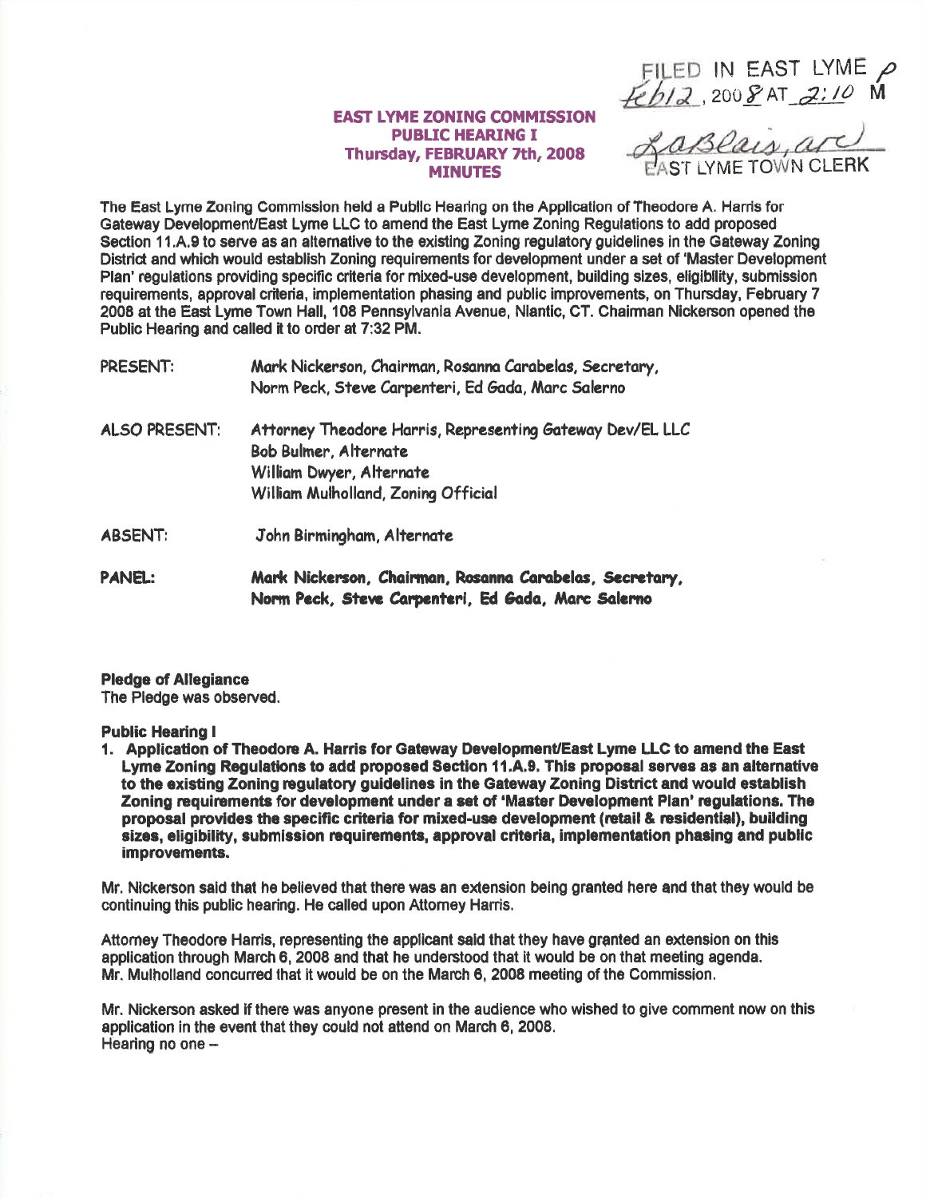FILED IN EAST LYME P
Feb12, 2008 AT 2:10 M

LaBlais, asc
EAST LYME TOWN CLERK

# EAST LYME ZONING COMMISSION
## PUBLIC HEARING I
## Thursday, FEBRUARY 7th, 2008
## MINUTES

The East Lyme Zoning Commission held a Public Hearing on the Application of Theodore A. Harris for Gateway Development/East Lyme LLC to amend the East Lyme Zoning Regulations to add proposed Section 11.A.9 to serve as an alternative to the existing Zoning regulatory guidelines in the Gateway Zoning District and which would establish Zoning requirements for development under a set of 'Master Development Plan' regulations providing specific criteria for mixed-use development, building sizes, eligibility, submission requirements, approval criteria, implementation phasing and public improvements, on Thursday, February 7 2008 at the East Lyme Town Hall, 108 Pennsylvania Avenue, Niantic, CT. Chairman Nickerson opened the Public Hearing and called it to order at 7:32 PM.

| | |
|---|---|
| PRESENT: | Mark Nickerson, Chairman, Rosanna Carabelas, Secretary, Norm Peck, Steve Carpenteri, Ed Gada, Marc Salerno |
| ALSO PRESENT: | Attorney Theodore Harris, Representing Gateway Dev/EL LLC<br>Bob Bulmer, Alternate<br>William Dwyer, Alternate<br>William Mulholland, Zoning Official |
| ABSENT: | John Birmingham, Alternate |
| **PANEL:** | **Mark Nickerson, Chairman, Rosanna Carabelas, Secretary, Norm Peck, Steve Carpenteri, Ed Gada, Marc Salerno** |

**Pledge of Allegiance**
The Pledge was observed.

**Public Hearing I**

1. **Application of Theodore A. Harris for Gateway Development/East Lyme LLC to amend the East Lyme Zoning Regulations to add proposed Section 11.A.9. This proposal serves as an alternative to the existing Zoning regulatory guidelines in the Gateway Zoning District and would establish Zoning requirements for development under a set of 'Master Development Plan' regulations. The proposal provides the specific criteria for mixed-use development (retail & residential), building sizes, eligibility, submission requirements, approval criteria, implementation phasing and public improvements.**

Mr. Nickerson said that he believed that there was an extension being granted here and that they would be continuing this public hearing. He called upon Attorney Harris.

Attorney Theodore Harris, representing the applicant said that they have granted an extension on this application through March 6, 2008 and that he understood that it would be on that meeting agenda. Mr. Mulholland concurred that it would be on the March 6, 2008 meeting of the Commission.

Mr. Nickerson asked if there was anyone present in the audience who wished to give comment now on this application in the event that they could not attend on March 6, 2008.
Hearing no one –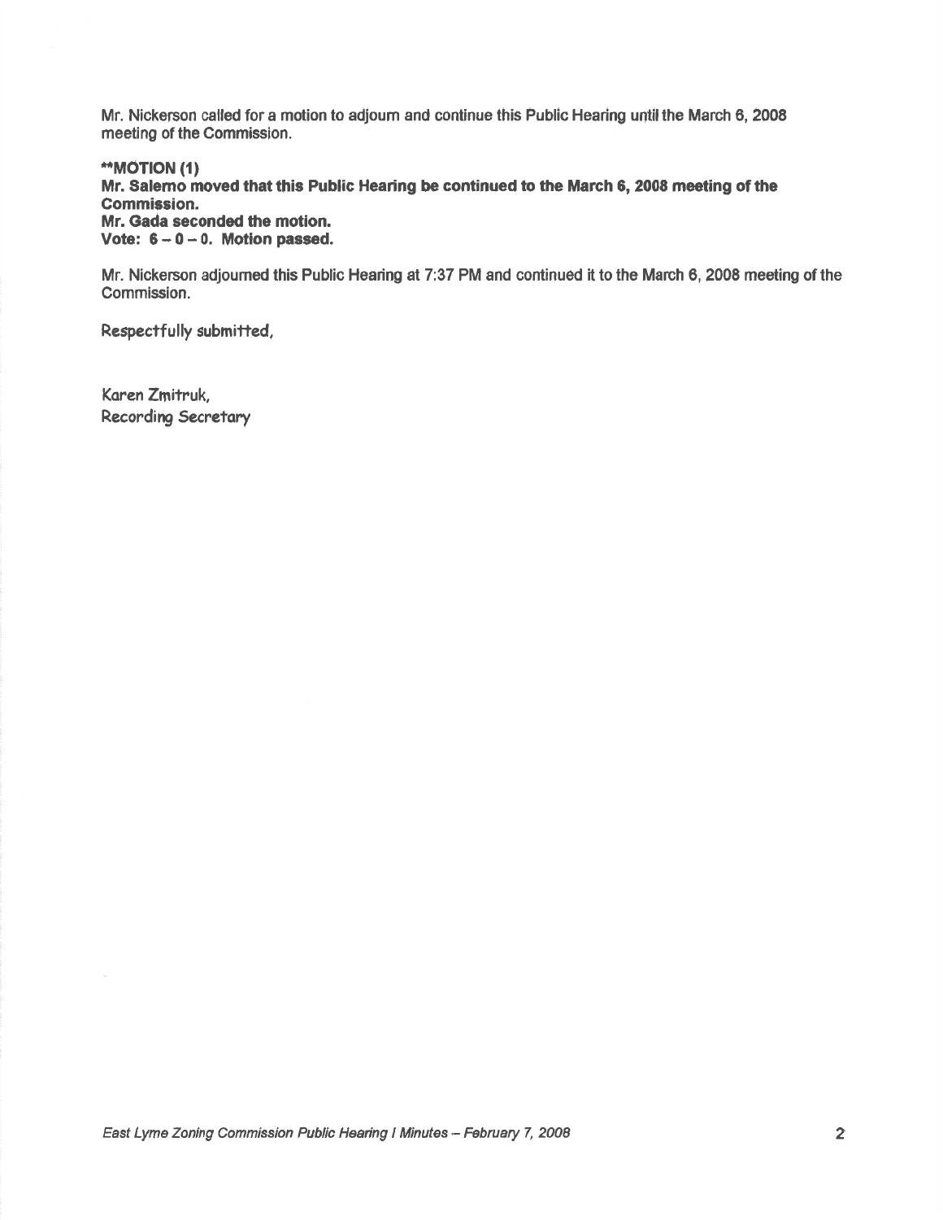Mr. Nickerson called for a motion to adjourn and continue this Public Hearing until the March 6, 2008 meeting of the Commission.

**\*\*MOTION (1)**
**Mr. Salerno moved that this Public Hearing be continued to the March 6, 2008 meeting of the Commission.**
**Mr. Gada seconded the motion.**
**Vote: 6 – 0 – 0. Motion passed.**

Mr. Nickerson adjourned this Public Hearing at 7:37 PM and continued it to the March 6, 2008 meeting of the Commission.

Respectfully submitted,

Karen Zmitruk,
Recording Secretary